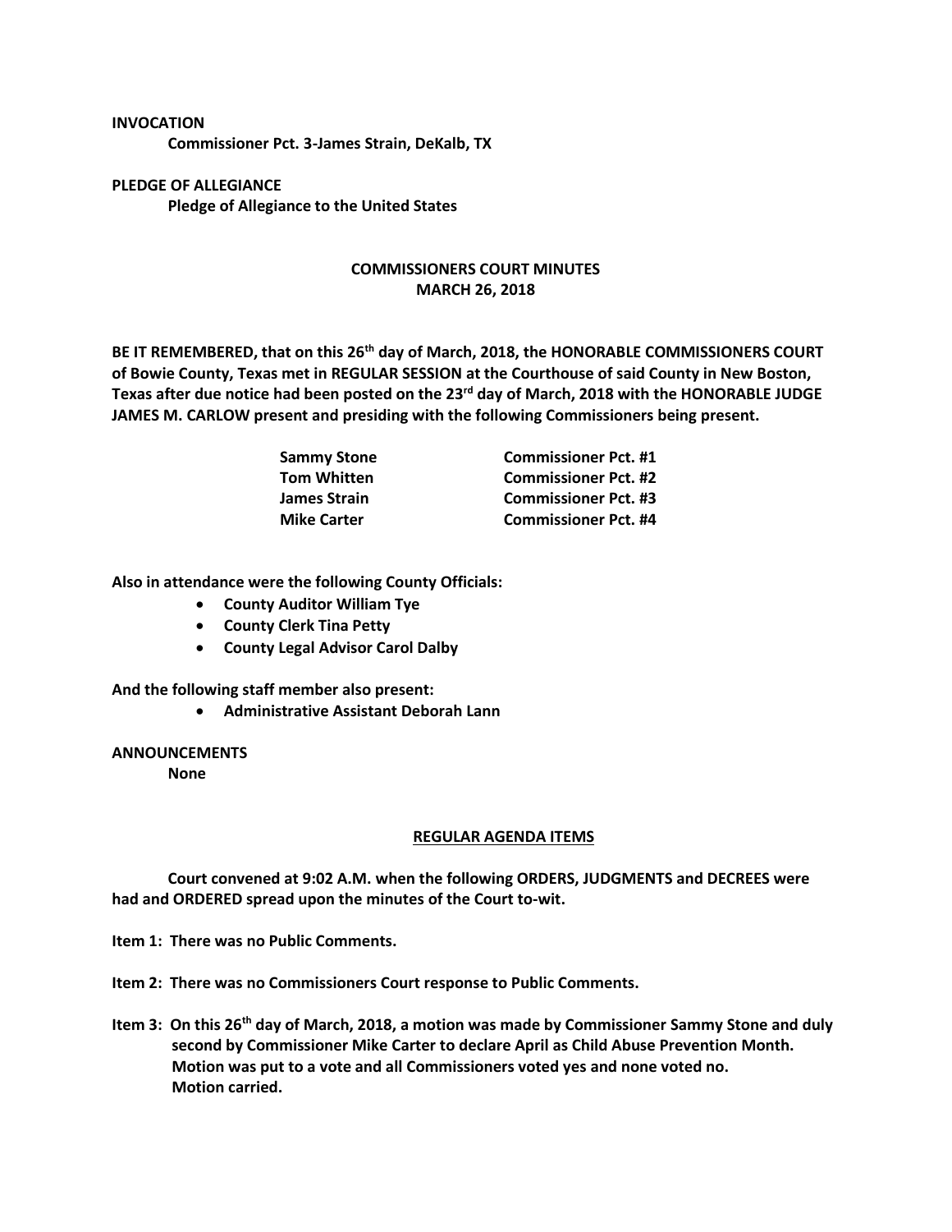**INVOCATION**

**Commissioner Pct. 3-James Strain, DeKalb, TX**

**PLEDGE OF ALLEGIANCE**

**Pledge of Allegiance to the United States**

**COMMISSIONERS COURT MINUTES**
**MARCH 26, 2018**

**BE IT REMEMBERED, that on this 26th day of March, 2018, the HONORABLE COMMISSIONERS COURT of Bowie County, Texas met in REGULAR SESSION at the Courthouse of said County in New Boston, Texas after due notice had been posted on the 23rd day of March, 2018 with the HONORABLE JUDGE JAMES M. CARLOW present and presiding with the following Commissioners being present.**

| | |
|---|---|
| **Sammy Stone** | **Commissioner Pct. #1** |
| **Tom Whitten** | **Commissioner Pct. #2** |
| **James Strain** | **Commissioner Pct. #3** |
| **Mike Carter** | **Commissioner Pct. #4** |

**Also in attendance were the following County Officials:**

- **County Auditor William Tye**
- **County Clerk Tina Petty**
- **County Legal Advisor Carol Dalby**

**And the following staff member also present:**

- **Administrative Assistant Deborah Lann**

**ANNOUNCEMENTS**

**None**

**REGULAR AGENDA ITEMS**

**Court convened at 9:02 A.M. when the following ORDERS, JUDGMENTS and DECREES were had and ORDERED spread upon the minutes of the Court to-wit.**

**Item 1: There was no Public Comments.**

**Item 2: There was no Commissioners Court response to Public Comments.**

**Item 3: On this 26th day of March, 2018, a motion was made by Commissioner Sammy Stone and duly second by Commissioner Mike Carter to declare April as Child Abuse Prevention Month. Motion was put to a vote and all Commissioners voted yes and none voted no. Motion carried.**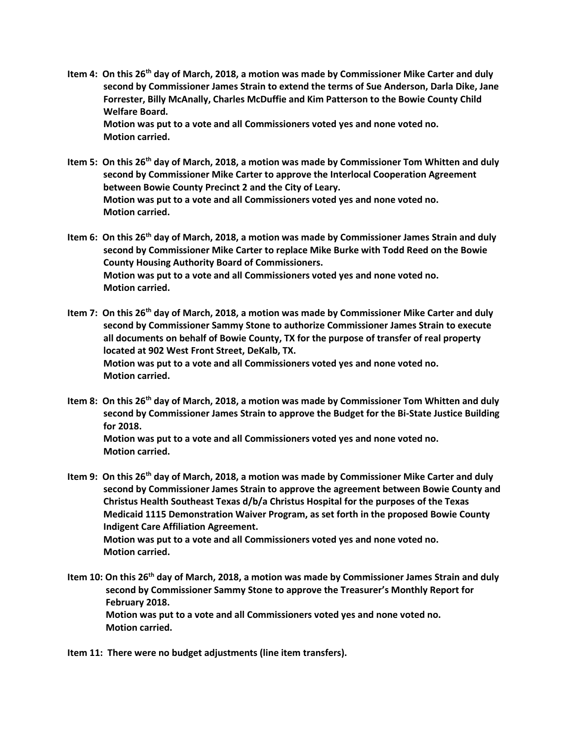**Item 4: On this 26th day of March, 2018, a motion was made by Commissioner Mike Carter and duly second by Commissioner James Strain to extend the terms of Sue Anderson, Darla Dike, Jane Forrester, Billy McAnally, Charles McDuffie and Kim Patterson to the Bowie County Child Welfare Board.**
**Motion was put to a vote and all Commissioners voted yes and none voted no.**
**Motion carried.**

**Item 5: On this 26th day of March, 2018, a motion was made by Commissioner Tom Whitten and duly second by Commissioner Mike Carter to approve the Interlocal Cooperation Agreement between Bowie County Precinct 2 and the City of Leary.**
**Motion was put to a vote and all Commissioners voted yes and none voted no.**
**Motion carried.**

**Item 6: On this 26th day of March, 2018, a motion was made by Commissioner James Strain and duly second by Commissioner Mike Carter to replace Mike Burke with Todd Reed on the Bowie County Housing Authority Board of Commissioners.**
**Motion was put to a vote and all Commissioners voted yes and none voted no.**
**Motion carried.**

**Item 7: On this 26th day of March, 2018, a motion was made by Commissioner Mike Carter and duly second by Commissioner Sammy Stone to authorize Commissioner James Strain to execute all documents on behalf of Bowie County, TX for the purpose of transfer of real property located at 902 West Front Street, DeKalb, TX.**
**Motion was put to a vote and all Commissioners voted yes and none voted no.**
**Motion carried.**

**Item 8: On this 26th day of March, 2018, a motion was made by Commissioner Tom Whitten and duly second by Commissioner James Strain to approve the Budget for the Bi-State Justice Building for 2018.**
**Motion was put to a vote and all Commissioners voted yes and none voted no.**
**Motion carried.**

**Item 9: On this 26th day of March, 2018, a motion was made by Commissioner Mike Carter and duly second by Commissioner James Strain to approve the agreement between Bowie County and Christus Health Southeast Texas d/b/a Christus Hospital for the purposes of the Texas Medicaid 1115 Demonstration Waiver Program, as set forth in the proposed Bowie County Indigent Care Affiliation Agreement.**
**Motion was put to a vote and all Commissioners voted yes and none voted no.**
**Motion carried.**

**Item 10: On this 26th day of March, 2018, a motion was made by Commissioner James Strain and duly second by Commissioner Sammy Stone to approve the Treasurer's Monthly Report for February 2018.**
**Motion was put to a vote and all Commissioners voted yes and none voted no.**
**Motion carried.**

**Item 11: There were no budget adjustments (line item transfers).**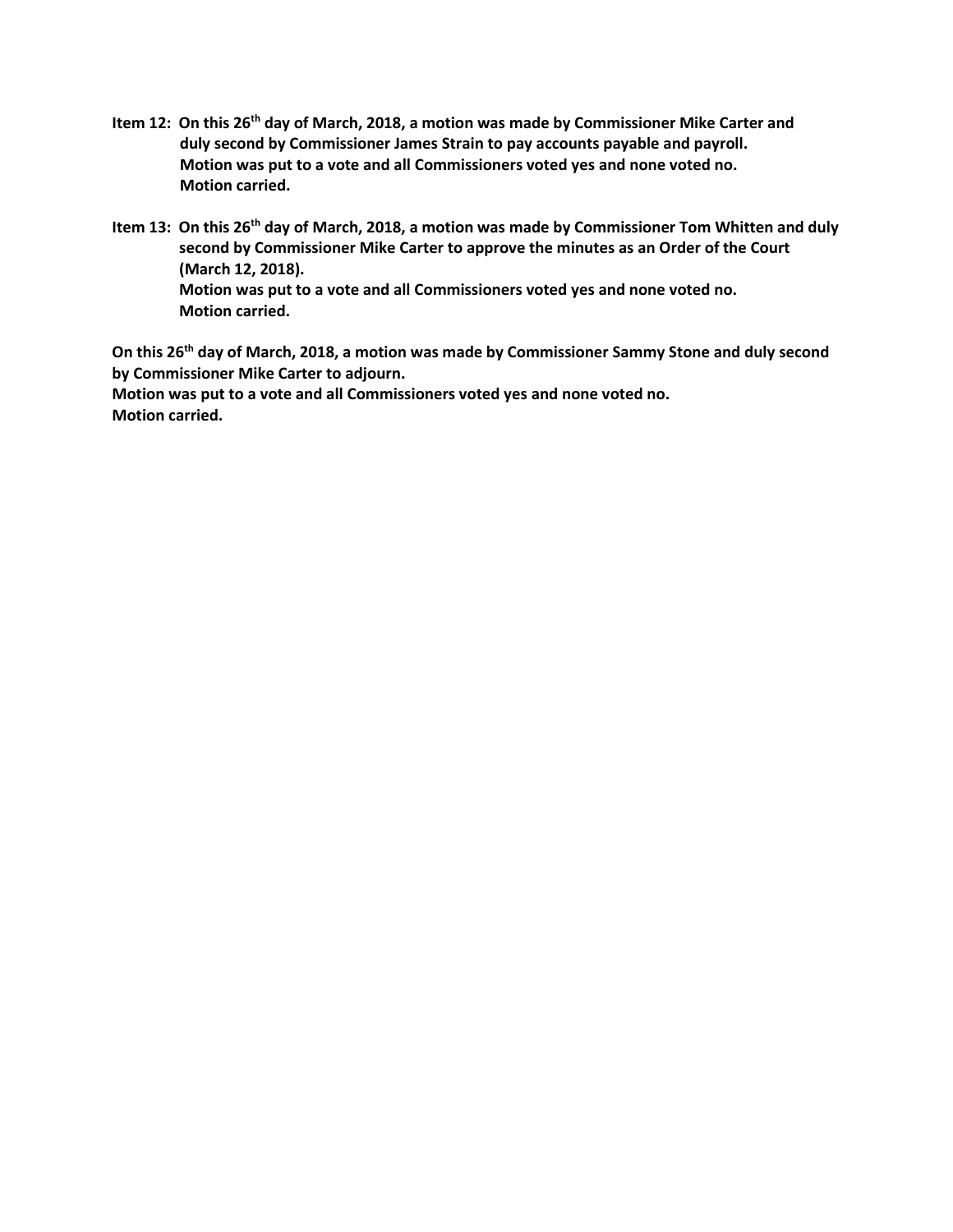**Item 12: On this 26th day of March, 2018, a motion was made by Commissioner Mike Carter and duly second by Commissioner James Strain to pay accounts payable and payroll.**
**Motion was put to a vote and all Commissioners voted yes and none voted no.**
**Motion carried.**

**Item 13: On this 26th day of March, 2018, a motion was made by Commissioner Tom Whitten and duly second by Commissioner Mike Carter to approve the minutes as an Order of the Court (March 12, 2018).**
**Motion was put to a vote and all Commissioners voted yes and none voted no.**
**Motion carried.**

**On this 26th day of March, 2018, a motion was made by Commissioner Sammy Stone and duly second by Commissioner Mike Carter to adjourn.**
**Motion was put to a vote and all Commissioners voted yes and none voted no.**
**Motion carried.**